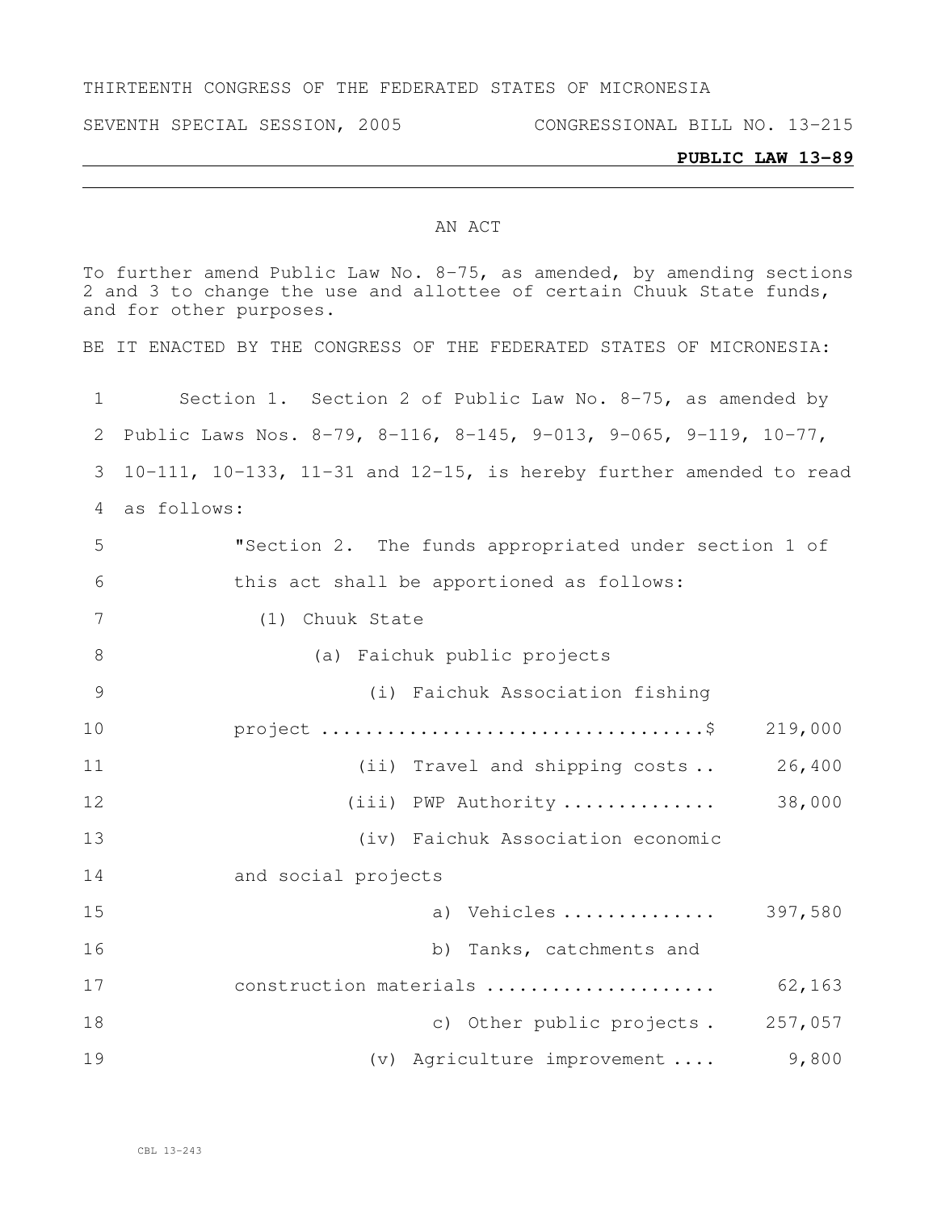THIRTEENTH CONGRESS OF THE FEDERATED STATES OF MICRONESIA

SEVENTH SPECIAL SESSION, 2005 CONGRESSIONAL BILL NO. 13-215

**PUBLIC LAW 13-89**

AN ACT

To further amend Public Law No. 8-75, as amended, by amending sections 2 and 3 to change the use and allottee of certain Chuuk State funds, and for other purposes.

BE IT ENACTED BY THE CONGRESS OF THE FEDERATED STATES OF MICRONESIA:

Section 1. Section 2 of Public Law No. 8-75, as amended by Public Laws Nos. 8-79, 8-116, 8-145, 9-013, 9-065, 9-119, 10-77, 10-111, 10-133, 11-31 and 12-15, is hereby further amended to read as follows:

"Section 2. The funds appropriated under section 1 of this act shall be apportioned as follows:

(1) Chuuk State

(a) Faichuk public projects

(i) Faichuk Association fishing project ................................. $ 219,000

(ii) Travel and shipping costs .. 26,400

(iii) PWP Authority ............. 38,000

(iv) Faichuk Association economic and social projects

a) Vehicles ............. 397,580

b) Tanks, catchments and construction materials .................... 62,163

c) Other public projects . 257,057

(v) Agriculture improvement .... 9,800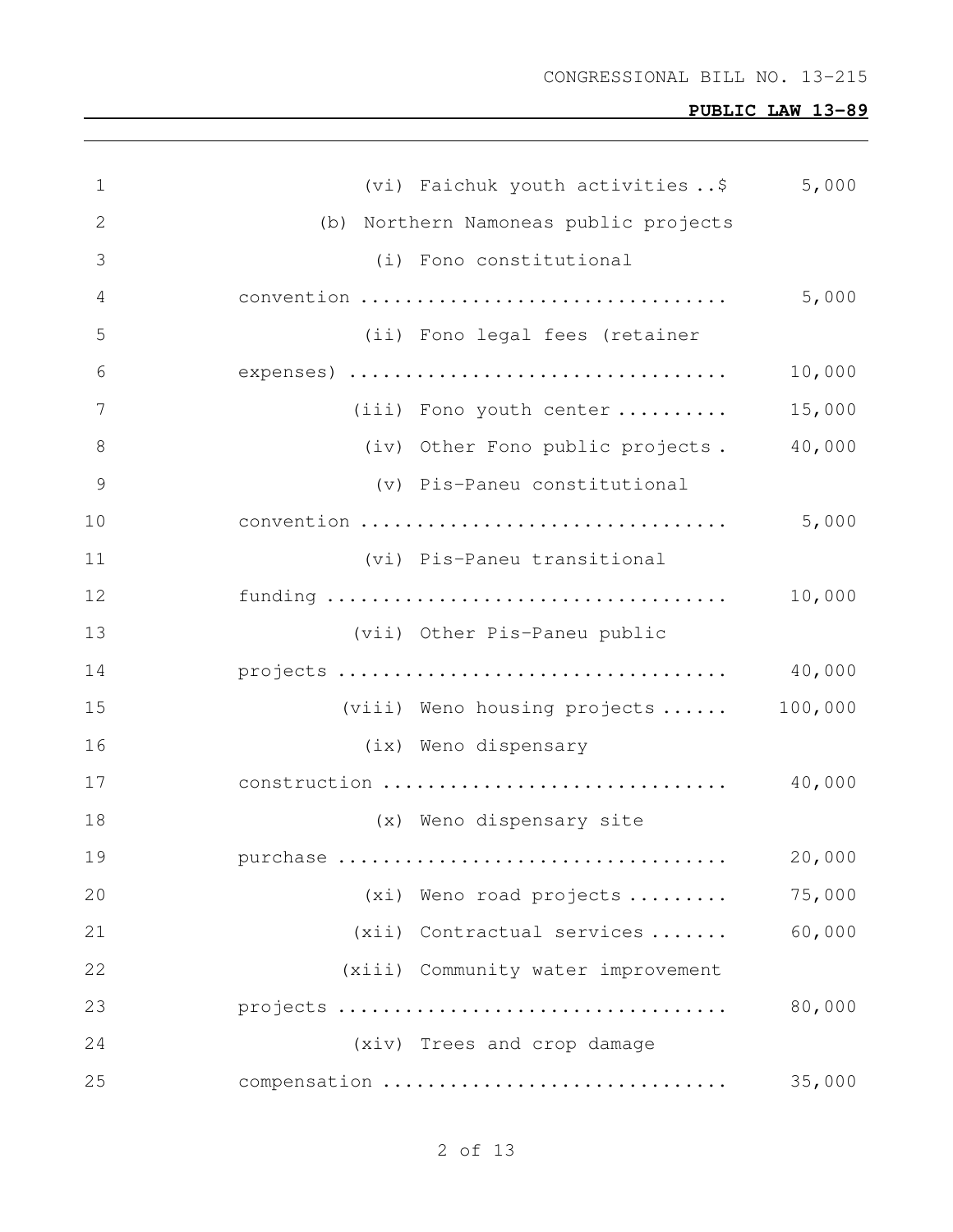(vi) Faichuk youth activities ..$ 5,000

(b) Northern Namoneas public projects

(i) Fono constitutional convention ................................ 5,000

(ii) Fono legal fees (retainer expenses) ................................ 10,000

(iii) Fono youth center .......... 15,000

(iv) Other Fono public projects . 40,000

(v) Pis-Paneu constitutional convention ................................ 5,000

(vi) Pis-Paneu transitional funding ................................... 10,000

(vii) Other Pis-Paneu public projects .................................. 40,000

(viii) Weno housing projects ...... 100,000

(ix) Weno dispensary construction ............................... 40,000

(x) Weno dispensary site purchase .................................. 20,000

(xi) Weno road projects ......... 75,000

(xii) Contractual services ....... 60,000

(xiii) Community water improvement projects .................................. 80,000

(xiv) Trees and crop damage compensation .............................. 35,000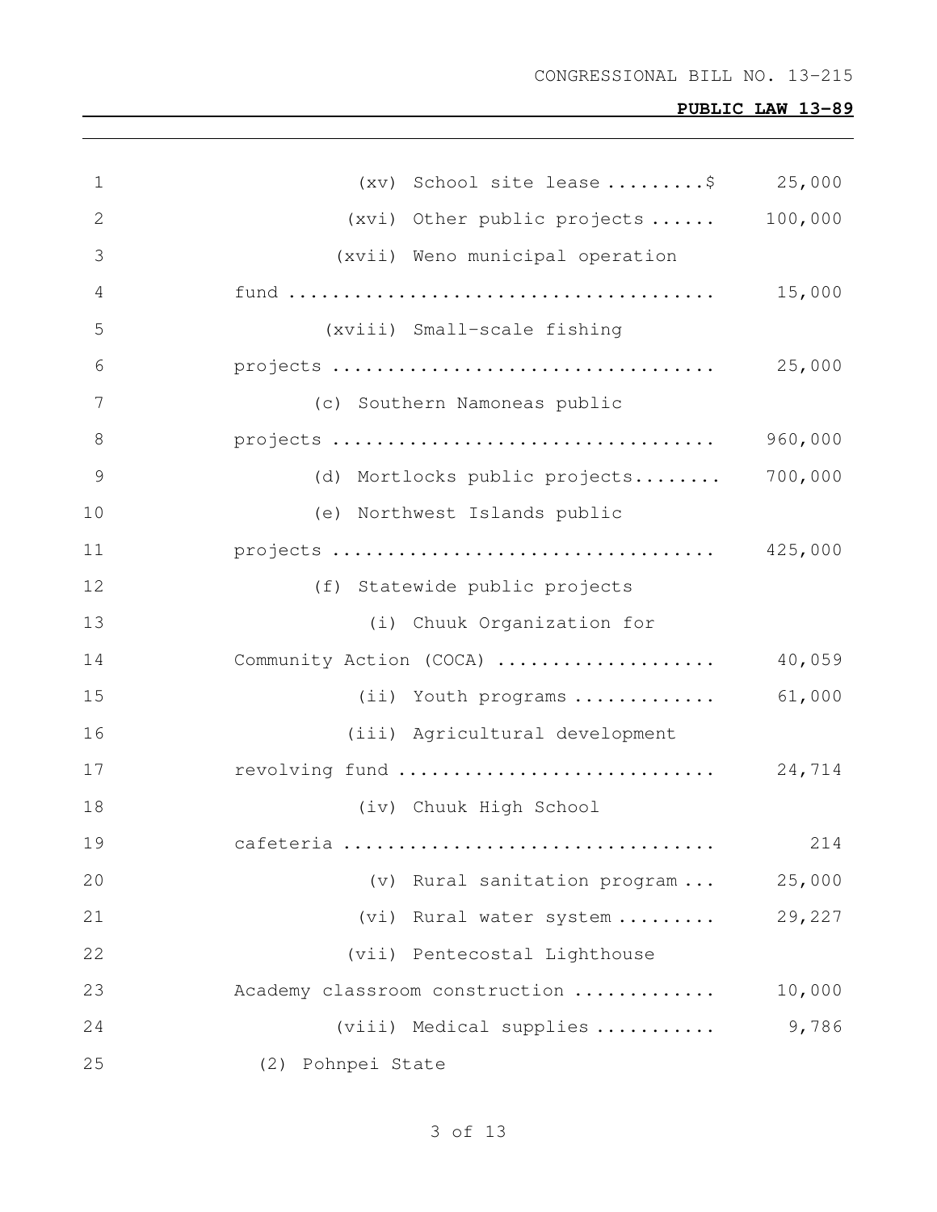(xv) School site lease ......... $ 25,000

(xvi) Other public projects ...... 100,000

(xvii) Weno municipal operation fund ...................................... 15,000

(xviii) Small-scale fishing projects .................................. 25,000

(c) Southern Namoneas public projects .................................. 960,000

(d) Mortlocks public projects........ 700,000

(e) Northwest Islands public projects .................................. 425,000

(f) Statewide public projects

(i) Chuuk Organization for Community Action (COCA) .................... 40,059

(ii) Youth programs ............. 61,000

(iii) Agricultural development revolving fund ............................. 24,714

(iv) Chuuk High School cafeteria ................................. 214

(v) Rural sanitation program ... 25,000

(vi) Rural water system ......... 29,227

(vii) Pentecostal Lighthouse Academy classroom construction ............ 10,000

(viii) Medical supplies ........... 9,786

(2) Pohnpei State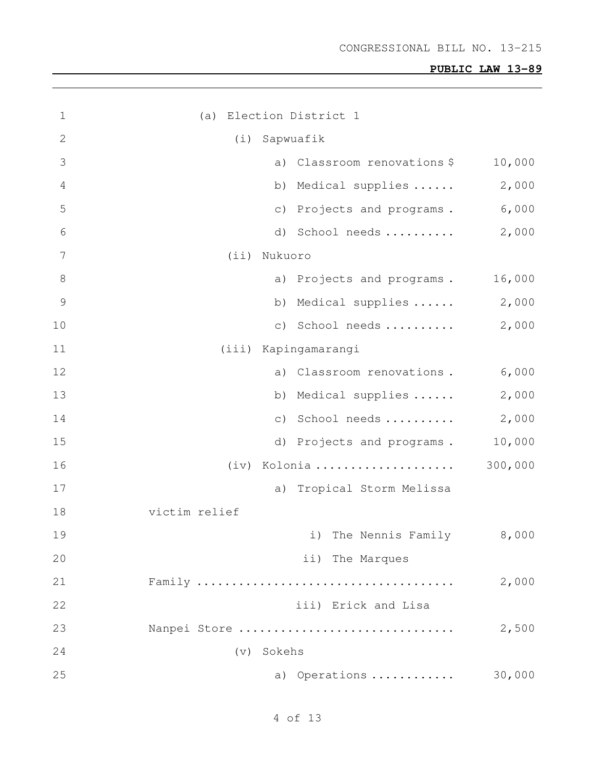(a) Election District 1

(i) Sapwuafik

a) Classroom renovations $ 10,000

b) Medical supplies ...... 2,000

c) Projects and programs . 6,000

d) School needs .......... 2,000

(ii) Nukuoro

a) Projects and programs . 16,000

b) Medical supplies ...... 2,000

c) School needs .......... 2,000

(iii) Kapingamarangi

a) Classroom renovations . 6,000

b) Medical supplies ...... 2,000

c) School needs .......... 2,000

d) Projects and programs . 10,000

(iv) Kolonia .................... 300,000

a) Tropical Storm Melissa victim relief

i) The Nennis Family 8,000

ii) The Marques Family .................................... 2,000

iii) Erick and Lisa Nanpei Store ............................... 2,500

(v) Sokehs

a) Operations ............ 30,000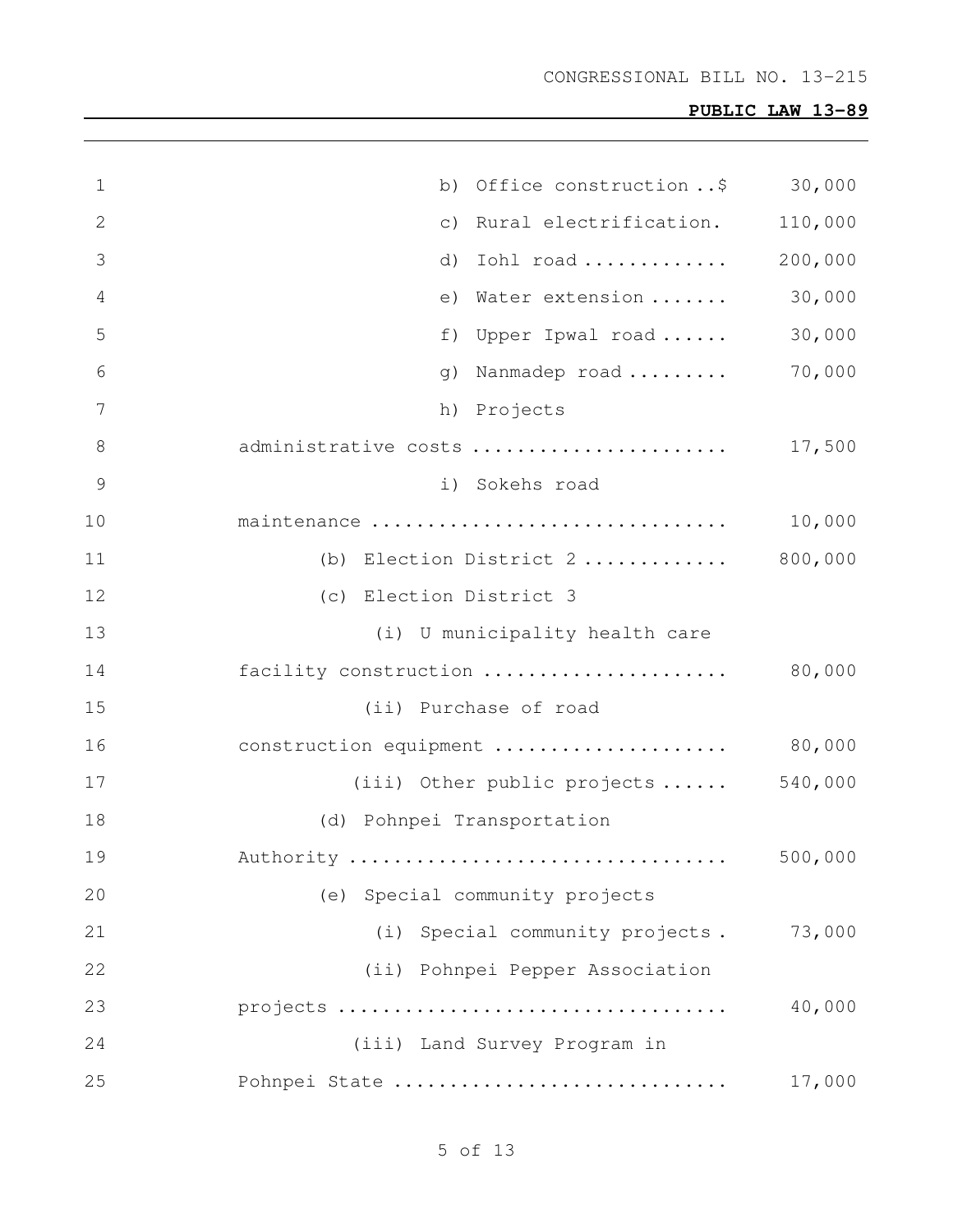b) Office construction ..$ 30,000

c) Rural electrification. 110,000

d) Iohl road ............ 200,000

e) Water extension ....... 30,000

f) Upper Ipwal road ...... 30,000

g) Nanmadep road ......... 70,000

h) Projects administrative costs ....................... 17,500

i) Sokehs road maintenance ............................... 10,000

(b) Election District 2 ............ 800,000

(c) Election District 3

(i) U municipality health care facility construction ...................... 80,000

(ii) Purchase of road construction equipment ..................... 80,000

(iii) Other public projects ...... 540,000

(d) Pohnpei Transportation Authority .................................. 500,000

(e) Special community projects

(i) Special community projects . 73,000

(ii) Pohnpei Pepper Association projects .................................. 40,000

(iii) Land Survey Program in Pohnpei State ............................ 17,000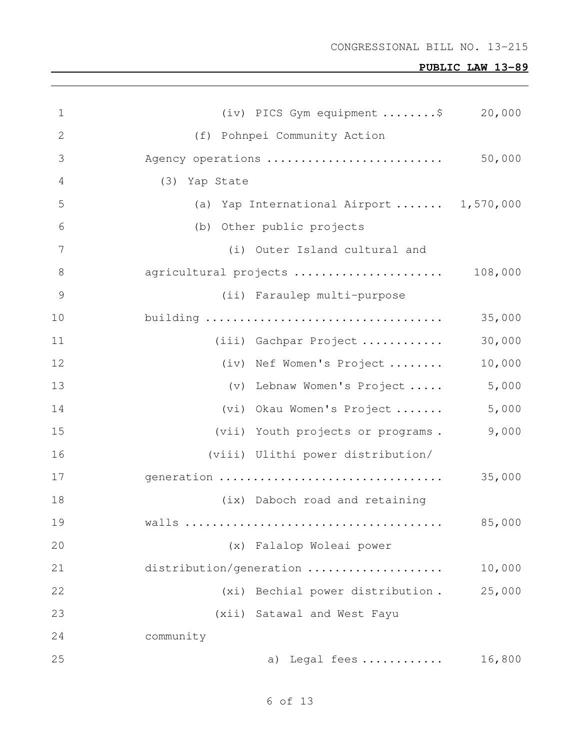| | |
|---|---:|
| (iv) PICS Gym equipment ........$ | 20,000 |
| (f) Pohnpei Community Action Agency operations .......................... | 50,000 |
| (3) Yap State | |
| (a) Yap International Airport ....... | 1,570,000 |
| (b) Other public projects | |
| (i) Outer Island cultural and agricultural projects ...................... | 108,000 |
| (ii) Faraulep multi-purpose building .................................. | 35,000 |
| (iii) Gachpar Project ............ | 30,000 |
| (iv) Nef Women's Project ........ | 10,000 |
| (v) Lebnaw Women's Project ..... | 5,000 |
| (vi) Okau Women's Project ....... | 5,000 |
| (vii) Youth projects or programs . | 9,000 |
| (viii) Ulithi power distribution/ generation ................................ | 35,000 |
| (ix) Daboch road and retaining walls ..................................... | 85,000 |
| (x) Falalop Woleai power distribution/generation .................... | 10,000 |
| (xi) Bechial power distribution . | 25,000 |
| (xii) Satawal and West Fayu community | |
| a) Legal fees ............ | 16,800 |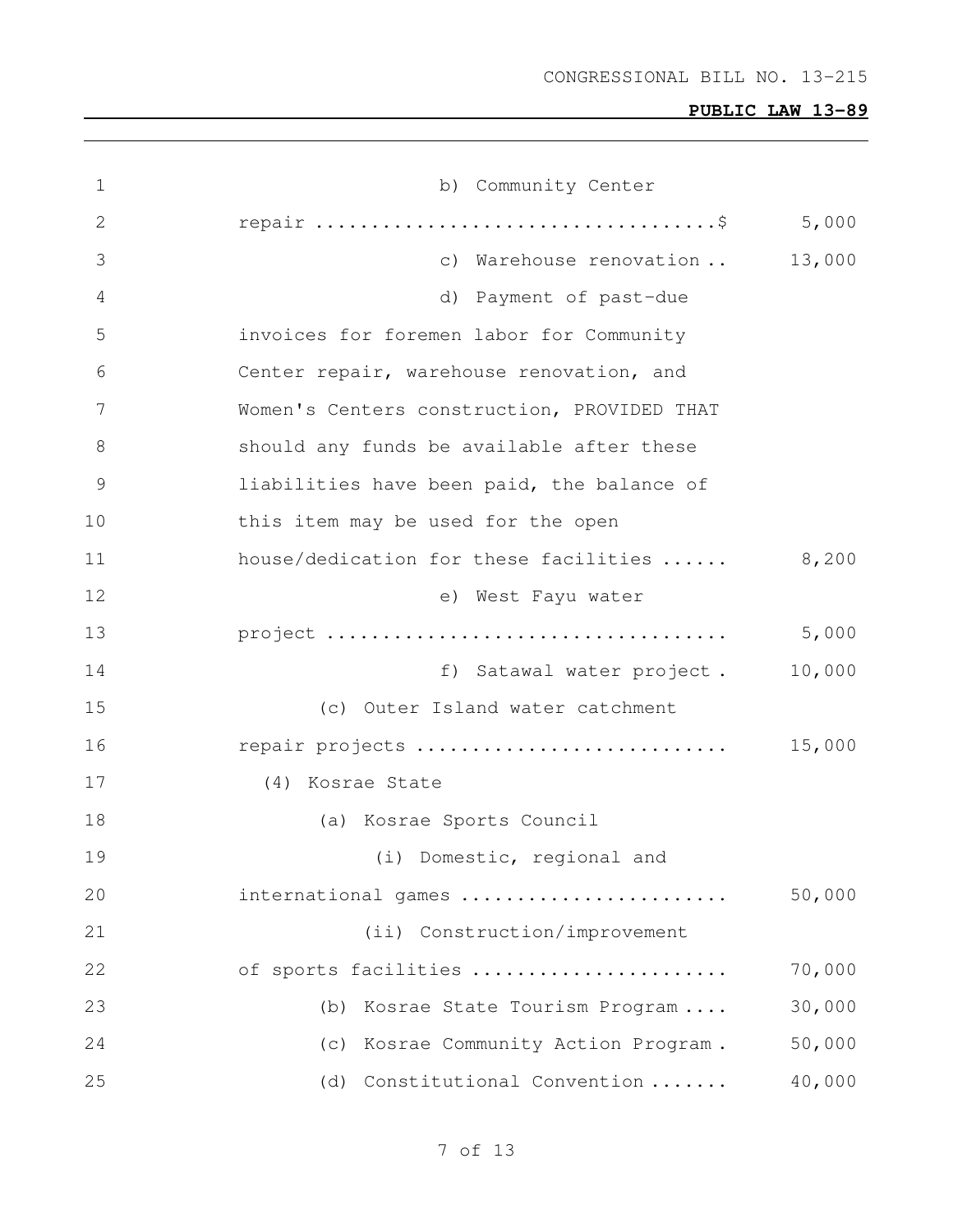b) Community Center repair ....................................$ 5,000

c) Warehouse renovation .. 13,000

d) Payment of past-due invoices for foremen labor for Community Center repair, warehouse renovation, and Women's Centers construction, PROVIDED THAT should any funds be available after these liabilities have been paid, the balance of this item may be used for the open house/dedication for these facilities ...... 8,200

e) West Fayu water project .................................... 5,000

f) Satawal water project . 10,000

(c) Outer Island water catchment repair projects ............................ 15,000

(4) Kosrae State

(a) Kosrae Sports Council

(i) Domestic, regional and international games ........................ 50,000

(ii) Construction/improvement of sports facilities ...................... 70,000

(b) Kosrae State Tourism Program .... 30,000

(c) Kosrae Community Action Program . 50,000

(d) Constitutional Convention ....... 40,000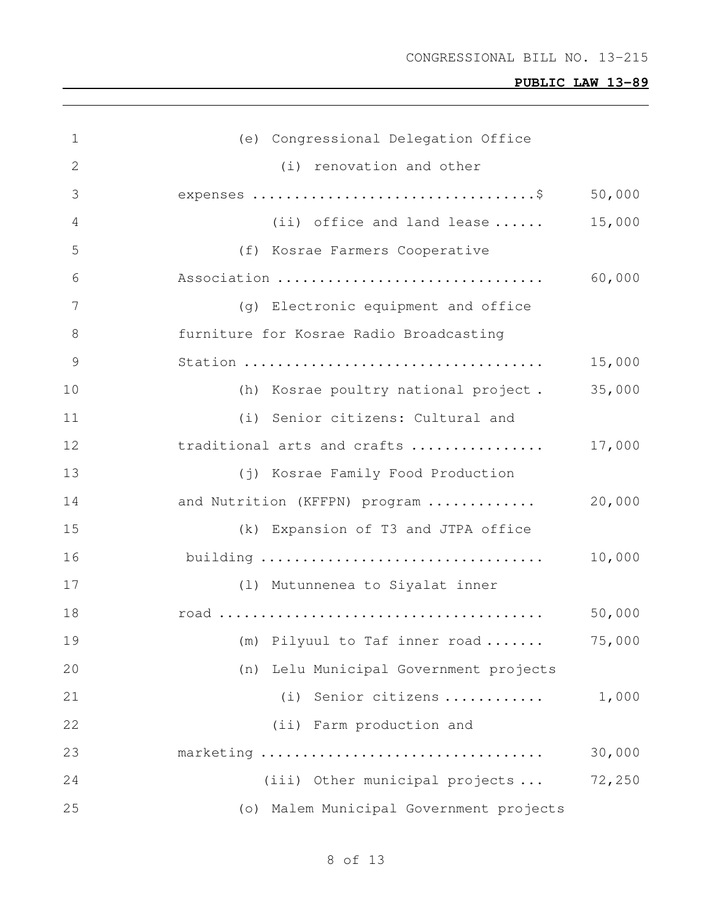(e) Congressional Delegation Office

(i) renovation and other expenses ..................................$ 50,000

(ii) office and land lease ...... 15,000

(f) Kosrae Farmers Cooperative Association ............................... 60,000

(g) Electronic equipment and office furniture for Kosrae Radio Broadcasting Station ................................... 15,000

(h) Kosrae poultry national project . 35,000

(i) Senior citizens: Cultural and traditional arts and crafts ................ 17,000

(j) Kosrae Family Food Production and Nutrition (KFFPN) program ............. 20,000

(k) Expansion of T3 and JTPA office building ................................. 10,000

(l) Mutunnenea to Siyalat inner road ..................................... 50,000

(m) Pilyuul to Taf inner road ....... 75,000

(n) Lelu Municipal Government projects

(i) Senior citizens ............ 1,000

(ii) Farm production and marketing ................................. 30,000

(iii) Other municipal projects ... 72,250

(o) Malem Municipal Government projects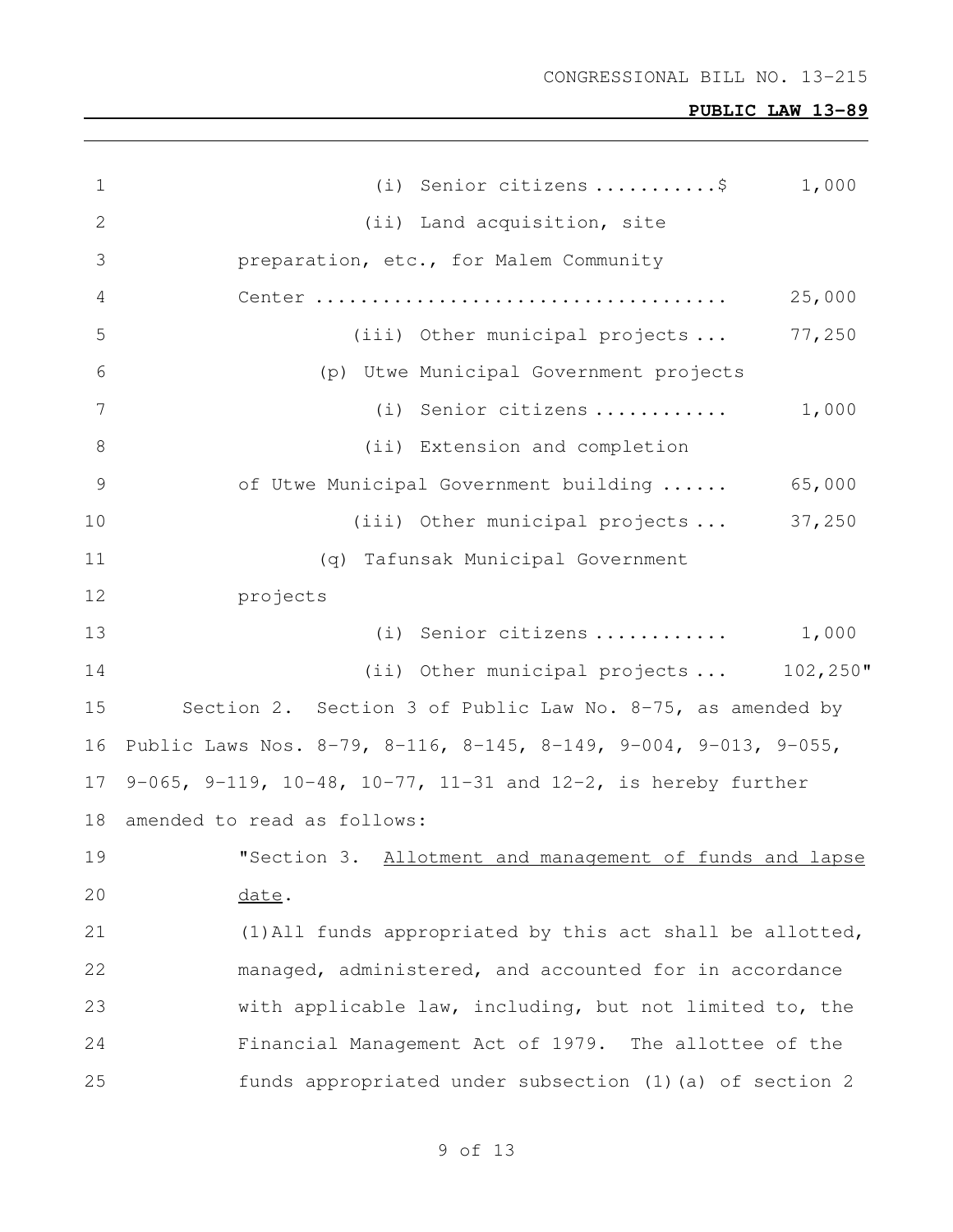(i) Senior citizens ...........$ 1,000

(ii) Land acquisition, site preparation, etc., for Malem Community Center .................................... 25,000

(iii) Other municipal projects ... 77,250

(p) Utwe Municipal Government projects

(i) Senior citizens ............ 1,000

(ii) Extension and completion of Utwe Municipal Government building ...... 65,000

(iii) Other municipal projects ... 37,250

(q) Tafunsak Municipal Government projects

(i) Senior citizens ............ 1,000

(ii) Other municipal projects ... 102,250"

Section 2. Section 3 of Public Law No. 8-75, as amended by Public Laws Nos. 8-79, 8-116, 8-145, 8-149, 9-004, 9-013, 9-055, 9-065, 9-119, 10-48, 10-77, 11-31 and 12-2, is hereby further amended to read as follows:

"Section 3. Allotment and management of funds and lapse date.

(1) All funds appropriated by this act shall be allotted, managed, administered, and accounted for in accordance with applicable law, including, but not limited to, the Financial Management Act of 1979. The allottee of the funds appropriated under subsection (1)(a) of section 2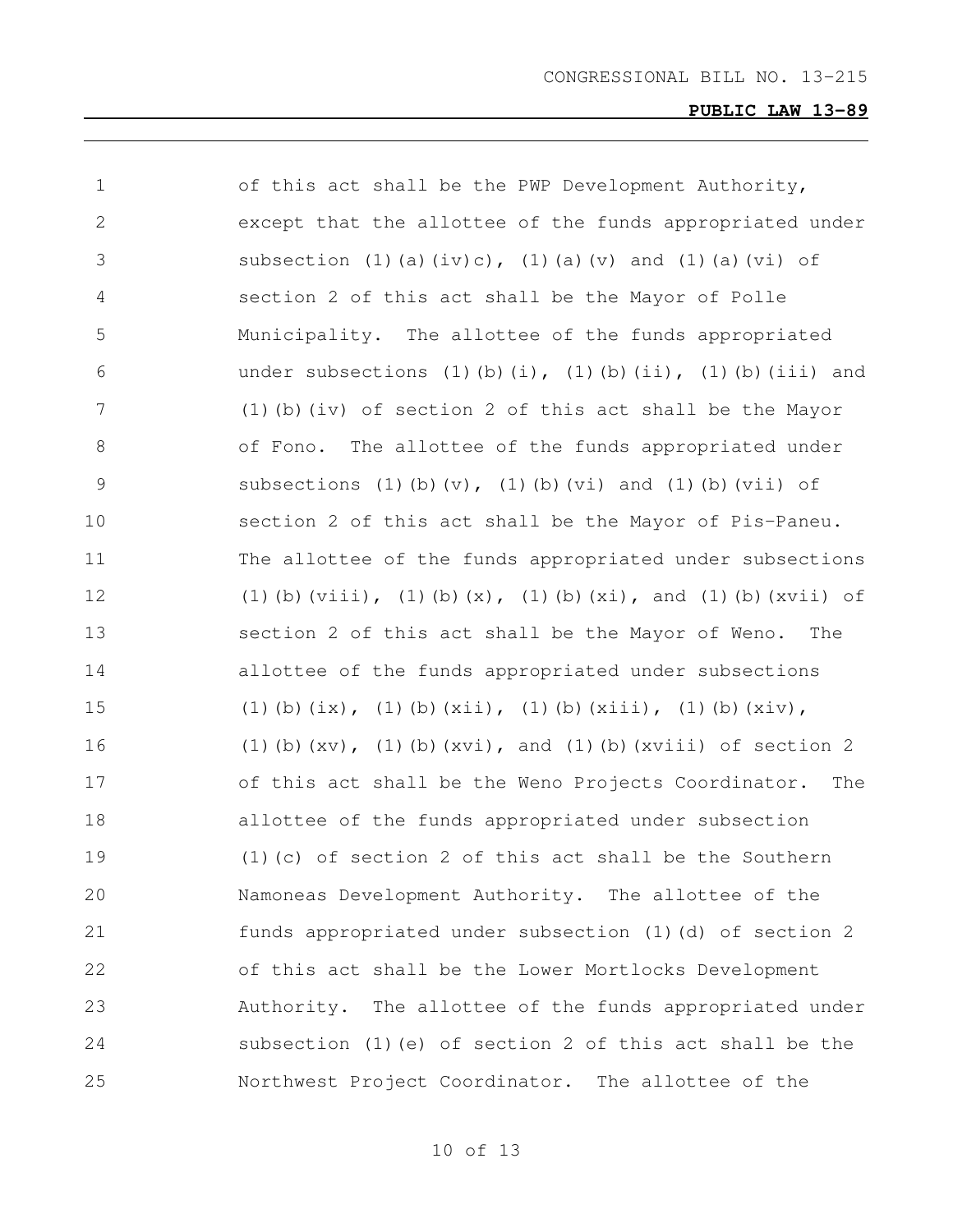of this act shall be the PWP Development Authority, except that the allottee of the funds appropriated under subsection (1)(a)(iv)c), (1)(a)(v) and (1)(a)(vi) of section 2 of this act shall be the Mayor of Polle Municipality. The allottee of the funds appropriated under subsections (1)(b)(i), (1)(b)(ii), (1)(b)(iii) and (1)(b)(iv) of section 2 of this act shall be the Mayor of Fono. The allottee of the funds appropriated under subsections (1)(b)(v), (1)(b)(vi) and (1)(b)(vii) of section 2 of this act shall be the Mayor of Pis-Paneu. The allottee of the funds appropriated under subsections (1)(b)(viii), (1)(b)(x), (1)(b)(xi), and (1)(b)(xvii) of section 2 of this act shall be the Mayor of Weno. The allottee of the funds appropriated under subsections (1)(b)(ix), (1)(b)(xii), (1)(b)(xiii), (1)(b)(xiv), (1)(b)(xv), (1)(b)(xvi), and (1)(b)(xviii) of section 2 of this act shall be the Weno Projects Coordinator. The allottee of the funds appropriated under subsection (1)(c) of section 2 of this act shall be the Southern Namoneas Development Authority. The allottee of the funds appropriated under subsection (1)(d) of section 2 of this act shall be the Lower Mortlocks Development Authority. The allottee of the funds appropriated under subsection (1)(e) of section 2 of this act shall be the Northwest Project Coordinator. The allottee of the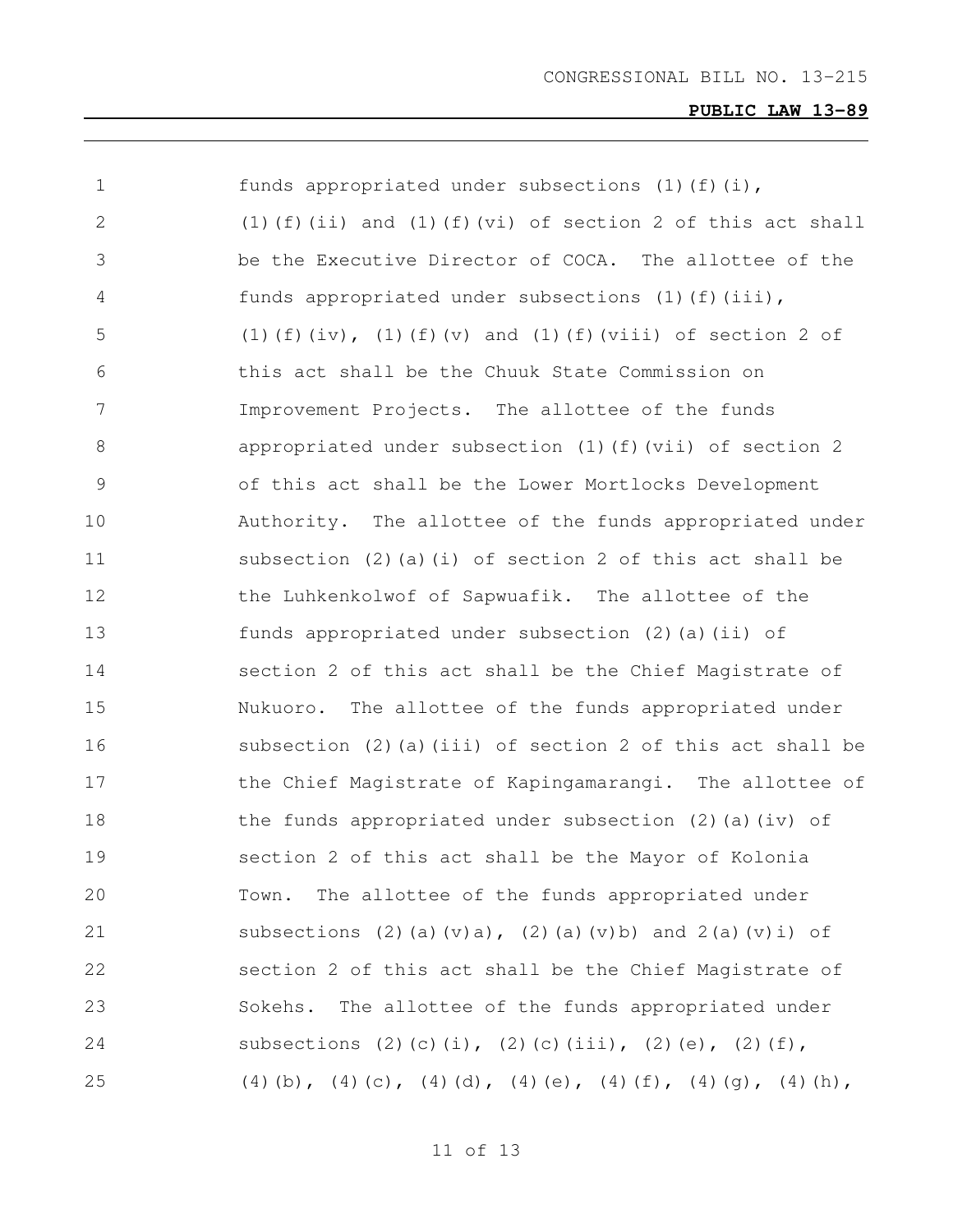funds appropriated under subsections (1)(f)(i), (1)(f)(ii) and (1)(f)(vi) of section 2 of this act shall be the Executive Director of COCA. The allottee of the funds appropriated under subsections (1)(f)(iii), (1)(f)(iv), (1)(f)(v) and (1)(f)(viii) of section 2 of this act shall be the Chuuk State Commission on Improvement Projects. The allottee of the funds appropriated under subsection (1)(f)(vii) of section 2 of this act shall be the Lower Mortlocks Development Authority. The allottee of the funds appropriated under subsection (2)(a)(i) of section 2 of this act shall be the Luhkenkolwof of Sapwuafik. The allottee of the funds appropriated under subsection (2)(a)(ii) of section 2 of this act shall be the Chief Magistrate of Nukuoro. The allottee of the funds appropriated under subsection (2)(a)(iii) of section 2 of this act shall be the Chief Magistrate of Kapingamarangi. The allottee of the funds appropriated under subsection (2)(a)(iv) of section 2 of this act shall be the Mayor of Kolonia Town. The allottee of the funds appropriated under subsections (2)(a)(v)a), (2)(a)(v)b) and 2(a)(v)i) of section 2 of this act shall be the Chief Magistrate of Sokehs. The allottee of the funds appropriated under subsections (2)(c)(i), (2)(c)(iii), (2)(e), (2)(f), (4)(b), (4)(c), (4)(d), (4)(e), (4)(f), (4)(g), (4)(h),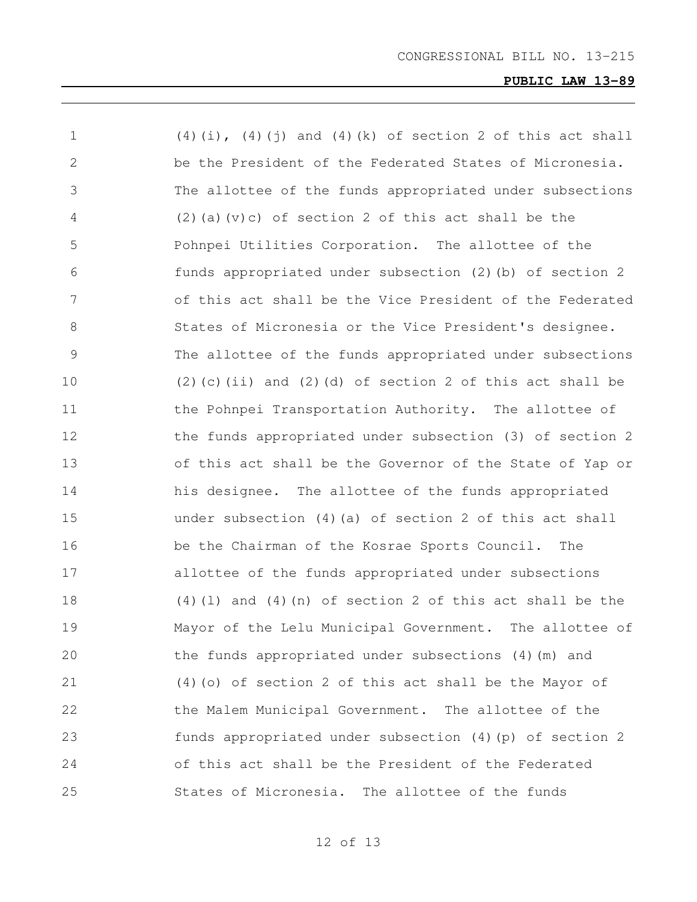(4)(i), (4)(j) and (4)(k) of section 2 of this act shall be the President of the Federated States of Micronesia. The allottee of the funds appropriated under subsections (2)(a)(v)c) of section 2 of this act shall be the Pohnpei Utilities Corporation. The allottee of the funds appropriated under subsection (2)(b) of section 2 of this act shall be the Vice President of the Federated States of Micronesia or the Vice President's designee. The allottee of the funds appropriated under subsections (2)(c)(ii) and (2)(d) of section 2 of this act shall be the Pohnpei Transportation Authority. The allottee of the funds appropriated under subsection (3) of section 2 of this act shall be the Governor of the State of Yap or his designee. The allottee of the funds appropriated under subsection (4)(a) of section 2 of this act shall be the Chairman of the Kosrae Sports Council. The allottee of the funds appropriated under subsections (4)(l) and (4)(n) of section 2 of this act shall be the Mayor of the Lelu Municipal Government. The allottee of the funds appropriated under subsections (4)(m) and (4)(o) of section 2 of this act shall be the Mayor of the Malem Municipal Government. The allottee of the funds appropriated under subsection (4)(p) of section 2 of this act shall be the President of the Federated States of Micronesia. The allottee of the funds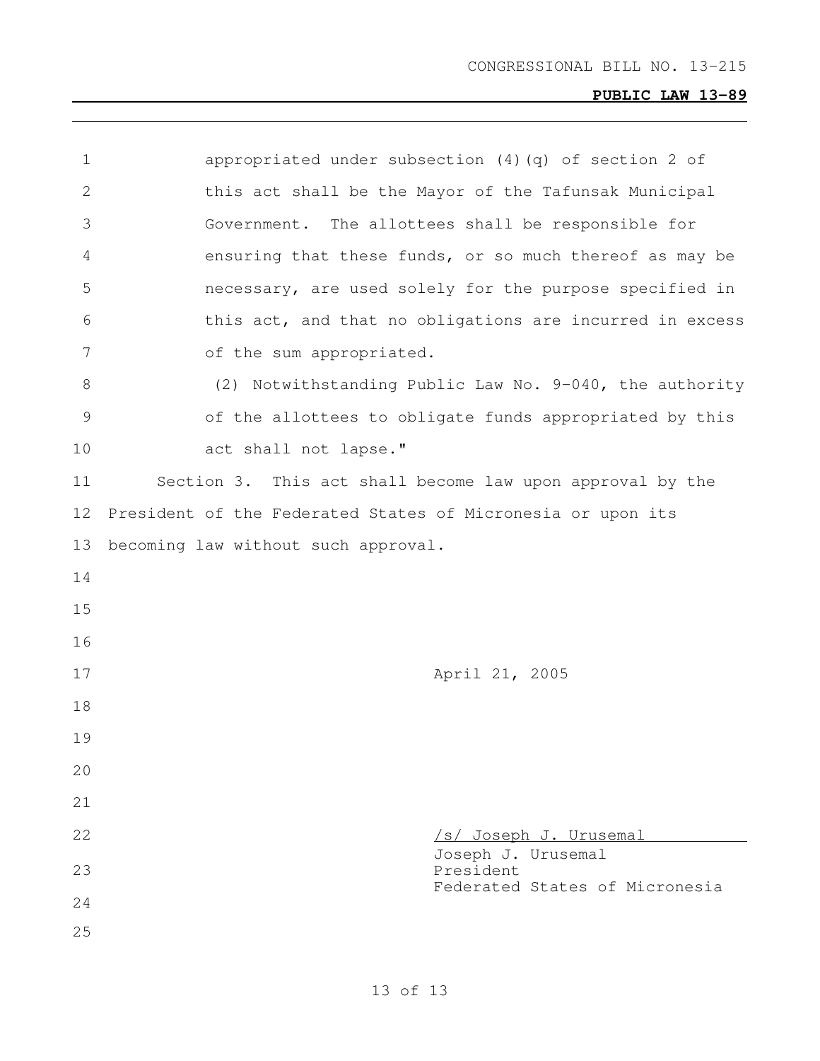appropriated under subsection (4)(q) of section 2 of this act shall be the Mayor of the Tafunsak Municipal Government. The allottees shall be responsible for ensuring that these funds, or so much thereof as may be necessary, are used solely for the purpose specified in this act, and that no obligations are incurred in excess of the sum appropriated.

(2) Notwithstanding Public Law No. 9-040, the authority of the allottees to obligate funds appropriated by this act shall not lapse."

Section 3. This act shall become law upon approval by the President of the Federated States of Micronesia or upon its becoming law without such approval.

April 21, 2005

/s/ Joseph J. Urusemal

Joseph J. Urusemal
President
Federated States of Micronesia